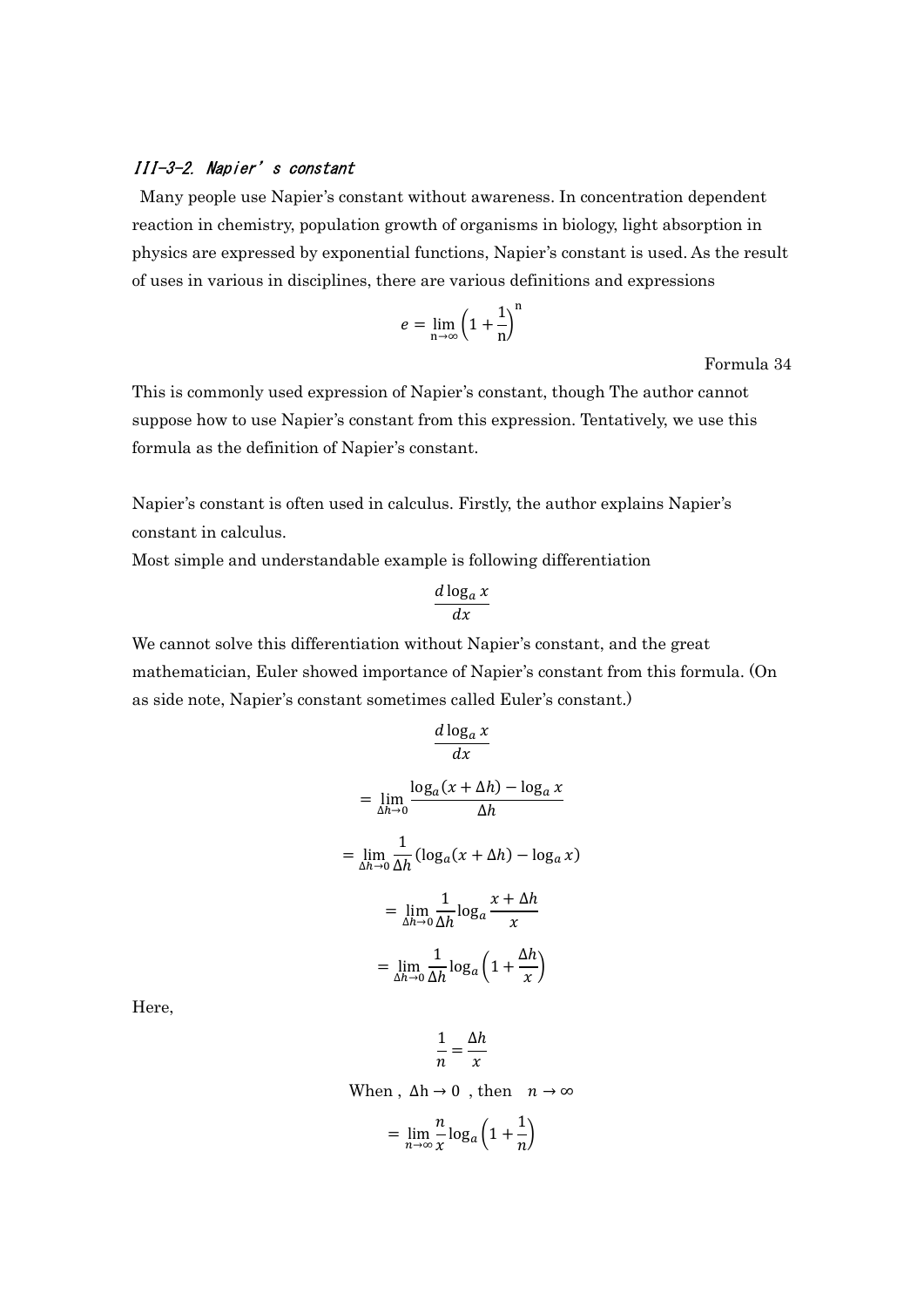### *III-3-2. Napier's constant*

Many people use Napier's constant without awareness. In concentration dependent reaction in chemistry, population growth of organisms in biology, light absorption in physics are expressed by exponential functions, Napier's constant is used. As the result of uses in various in disciplines, there are various definitions and expressions

$$e = \lim_{\mathrm{n}\to\infty}\left(1+\frac{1}{\mathrm{n}}\right)^{\mathrm{n}}$$

Formula 34

This is commonly used expression of Napier's constant, though The author cannot suppose how to use Napier's constant from this expression. Tentatively, we use this formula as the definition of Napier's constant.

Napier's constant is often used in calculus. Firstly, the author explains Napier's constant in calculus.

Most simple and understandable example is following differentiation

$$\frac{d\log_a x}{dx}$$

We cannot solve this differentiation without Napier's constant, and the great mathematician, Euler showed importance of Napier's constant from this formula. (On as side note, Napier's constant sometimes called Euler's constant.)

$$\frac{d\log_a x}{dx}$$

$$= \lim_{\Delta h\to 0}\frac{\log_a(x+\Delta h)-\log_a x}{\Delta h}$$

$$= \lim_{\Delta h\to 0}\frac{1}{\Delta h}(\log_a(x+\Delta h)-\log_a x)$$

$$= \lim_{\Delta h\to 0}\frac{1}{\Delta h}\log_a\frac{x+\Delta h}{x}$$

$$= \lim_{\Delta h\to 0}\frac{1}{\Delta h}\log_a\left(1+\frac{\Delta h}{x}\right)$$

Here,

$$\frac{1}{n}=\frac{\Delta h}{x}$$

When , $\Delta \mathrm{h}\to 0$ , then $n\to\infty$

$$= \lim_{n\to\infty}\frac{n}{x}\log_a\left(1+\frac{1}{n}\right)$$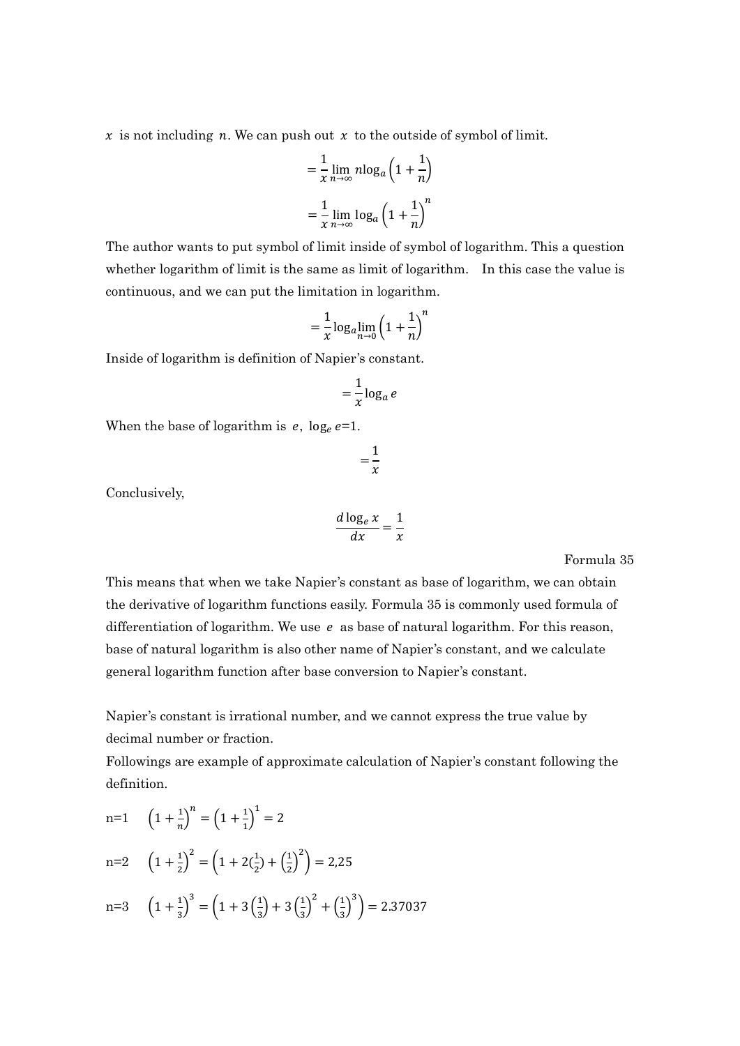$x$ is not including $n$. We can push out $x$ to the outside of symbol of limit.

$$= \frac{1}{x} \lim_{n\to\infty} n\log_a \left(1 + \frac{1}{n}\right)$$

$$= \frac{1}{x} \lim_{n\to\infty} \log_a \left(1 + \frac{1}{n}\right)^n$$

The author wants to put symbol of limit inside of symbol of logarithm. This a question whether logarithm of limit is the same as limit of logarithm. In this case the value is continuous, and we can put the limitation in logarithm.

$$= \frac{1}{x} \log_a \lim_{n\to 0} \left(1 + \frac{1}{n}\right)^n$$

Inside of logarithm is definition of Napier's constant.

$$= \frac{1}{x} \log_a e$$

When the base of logarithm is $e$, $\log_e e$=1.

$$= \frac{1}{x}$$

Conclusively,

$$\frac{d \log_e x}{dx} = \frac{1}{x}$$

Formula 35

This means that when we take Napier's constant as base of logarithm, we can obtain the derivative of logarithm functions easily. Formula 35 is commonly used formula of differentiation of logarithm. We use $e$ as base of natural logarithm. For this reason, base of natural logarithm is also other name of Napier's constant, and we calculate general logarithm function after base conversion to Napier's constant.

Napier's constant is irrational number, and we cannot express the true value by decimal number or fraction.
Followings are example of approximate calculation of Napier's constant following the definition.

n=1 $\left(1 + \frac{1}{n}\right)^n = \left(1 + \frac{1}{1}\right)^1 = 2$

n=2 $\left(1 + \frac{1}{2}\right)^2 = \left(1 + 2(\frac{1}{2}) + \left(\frac{1}{2}\right)^2\right) = 2{,}25$

n=3 $\left(1 + \frac{1}{3}\right)^3 = \left(1 + 3\left(\frac{1}{3}\right) + 3\left(\frac{1}{3}\right)^2 + \left(\frac{1}{3}\right)^3\right) = 2.37037$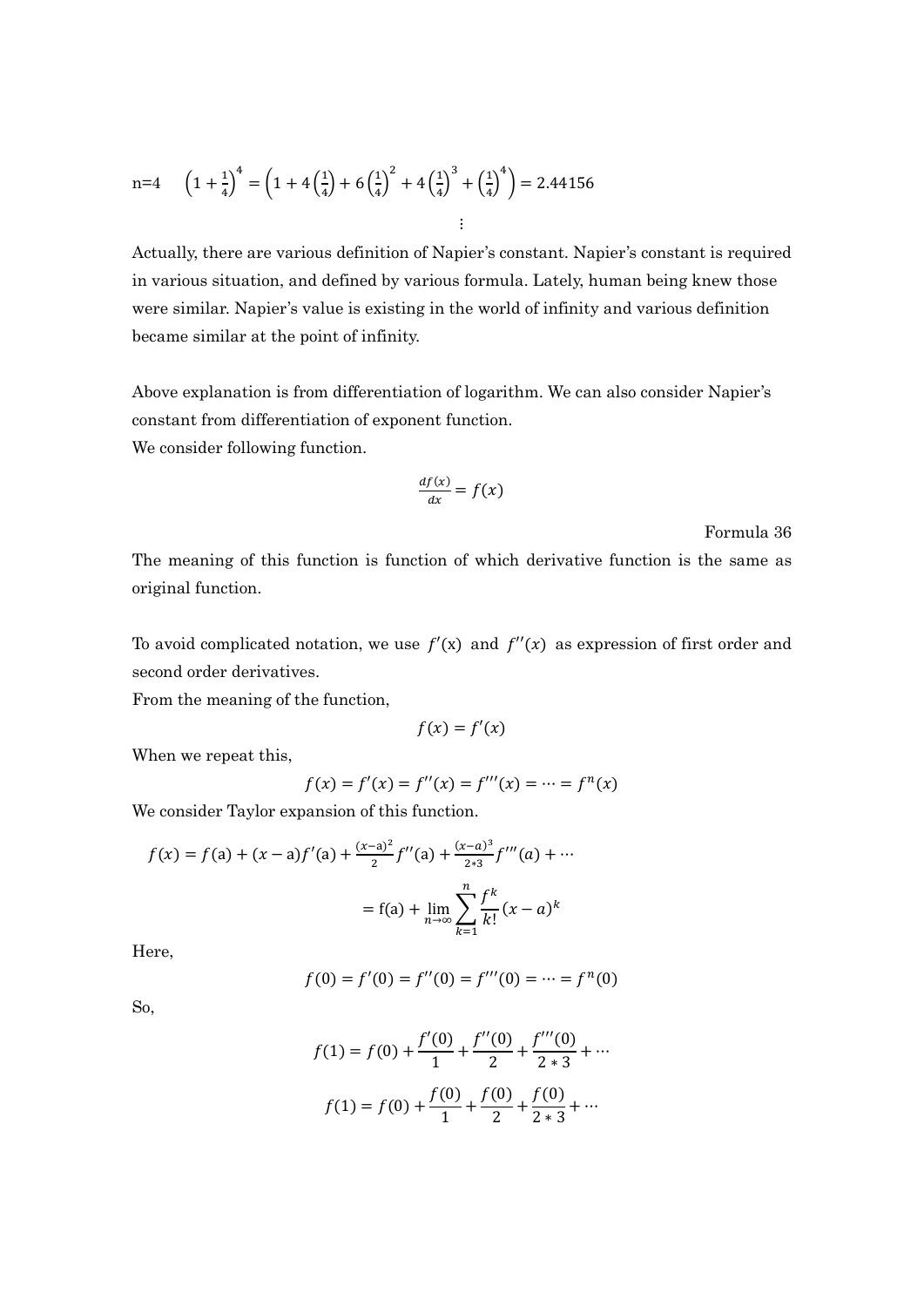n=4 $\left(1+\frac{1}{4}\right)^4 = \left(1+4\left(\frac{1}{4}\right)+6\left(\frac{1}{4}\right)^2+4\left(\frac{1}{4}\right)^3+\left(\frac{1}{4}\right)^4\right) = 2.44156$

$$\vdots$$

Actually, there are various definition of Napier's constant. Napier's constant is required in various situation, and defined by various formula. Lately, human being knew those were similar. Napier's value is existing in the world of infinity and various definition became similar at the point of infinity.

Above explanation is from differentiation of logarithm. We can also consider Napier's constant from differentiation of exponent function.

We consider following function.

$$\frac{df(x)}{dx} = f(x)$$

Formula 36

The meaning of this function is function of which derivative function is the same as original function.

To avoid complicated notation, we use $f'(x)$ and $f''(x)$ as expression of first order and second order derivatives.

From the meaning of the function,

$$f(x) = f'(x)$$

When we repeat this,

$$f(x) = f'(x) = f''(x) = f'''(x) = \cdots = f^n(x)$$

We consider Taylor expansion of this function.

$$f(x) = f(a) + (x-a)f'(a) + \frac{(x-a)^2}{2}f''(a) + \frac{(x-a)^3}{2*3}f'''(a) + \cdots$$

$$= f(a) + \lim_{n\to\infty}\sum_{k=1}^{n}\frac{f^k}{k!}(x-a)^k$$

Here,

$$f(0) = f'(0) = f''(0) = f'''(0) = \cdots = f^n(0)$$

So,

$$f(1) = f(0) + \frac{f'(0)}{1} + \frac{f''(0)}{2} + \frac{f'''(0)}{2*3} + \cdots$$

$$f(1) = f(0) + \frac{f(0)}{1} + \frac{f(0)}{2} + \frac{f(0)}{2*3} + \cdots$$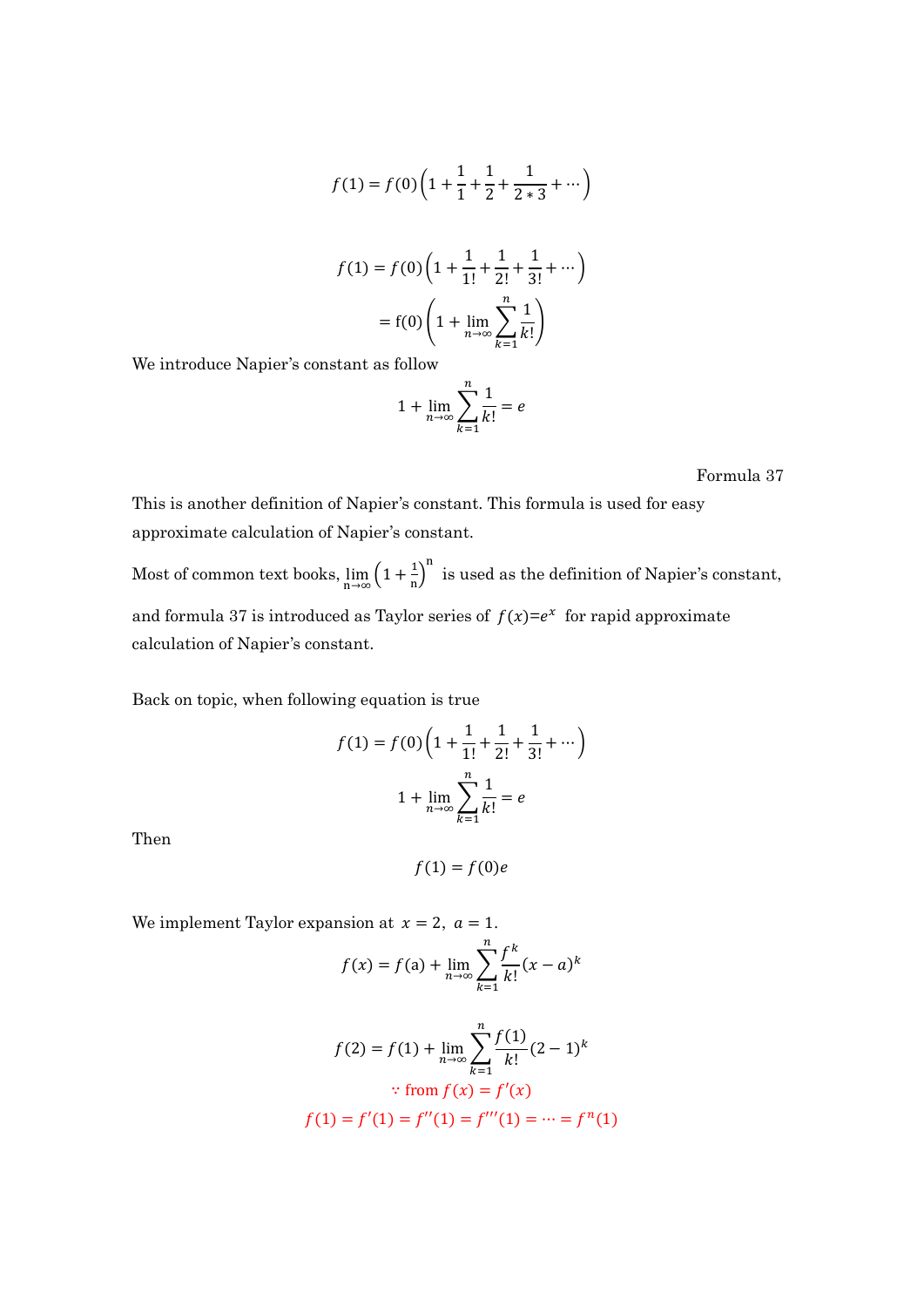$$f(1) = f(0)\left(1 + \frac{1}{1} + \frac{1}{2} + \frac{1}{2*3} + \cdots\right)$$

$$f(1) = f(0)\left(1 + \frac{1}{1!} + \frac{1}{2!} + \frac{1}{3!} + \cdots\right)$$

$$= \mathrm{f}(0)\left(1 + \lim_{n\to\infty}\sum_{k=1}^{n}\frac{1}{k!}\right)$$

We introduce Napier's constant as follow

$$1 + \lim_{n\to\infty}\sum_{k=1}^{n}\frac{1}{k!} = e$$

Formula 37

This is another definition of Napier's constant. This formula is used for easy approximate calculation of Napier's constant.

Most of common text books, $\lim_{\mathrm{n}\to\infty}\left(1+\frac{1}{\mathrm{n}}\right)^{\mathrm{n}}$ is used as the definition of Napier's constant, and formula 37 is introduced as Taylor series of $f(x)=e^{x}$ for rapid approximate calculation of Napier's constant.

Back on topic, when following equation is true

$$f(1) = f(0)\left(1 + \frac{1}{1!} + \frac{1}{2!} + \frac{1}{3!} + \cdots\right)$$

$$1 + \lim_{n\to\infty}\sum_{k=1}^{n}\frac{1}{k!} = e$$

Then

$$f(1) = f(0)e$$

We implement Taylor expansion at $x = 2,\ a = 1$.

$$f(x) = f(\mathrm{a}) + \lim_{n\to\infty}\sum_{k=1}^{n}\frac{f^{k}}{k!}(x-a)^{k}$$

$$f(2) = f(1) + \lim_{n\to\infty}\sum_{k=1}^{n}\frac{f(1)}{k!}(2-1)^{k}$$

$$\because \text{from } f(x) = f'(x)$$

$$f(1) = f'(1) = f''(1) = f'''(1) = \cdots = f^{n}(1)$$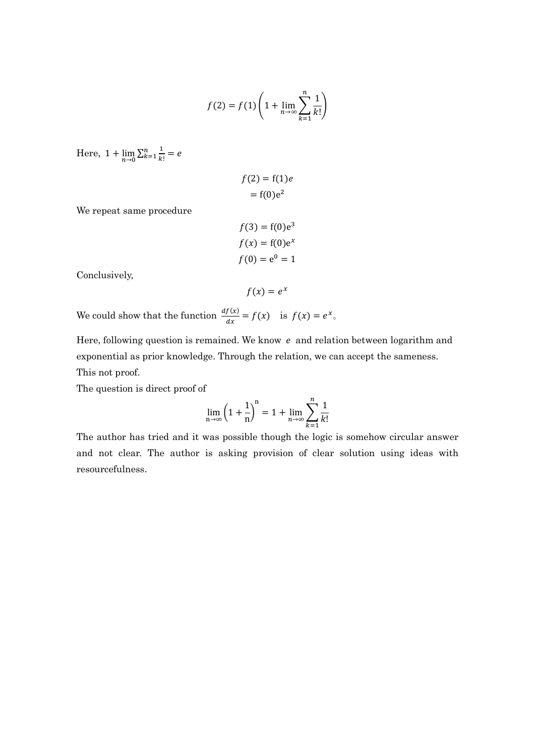$$f(2) = f(1)\left(1 + \lim_{n\to\infty}\sum_{k=1}^{n}\frac{1}{k!}\right)$$

Here, $1 + \lim_{n\to 0}\sum_{k=1}^{n}\frac{1}{k!} = e$

$$f(2) = \mathrm{f}(1)e$$
$$= \mathrm{f}(0)\mathrm{e}^2$$

We repeat same procedure

$$f(3) = \mathrm{f}(0)\mathrm{e}^3$$
$$f(x) = \mathrm{f}(0)\mathrm{e}^x$$
$$f(0) = \mathrm{e}^0 = 1$$

Conclusively,

$$f(x) = e^x$$

We could show that the function $\frac{df(x)}{dx} = f(x)$ is $f(x) = e^x$。

Here, following question is remained. We know $e$ and relation between logarithm and exponential as prior knowledge. Through the relation, we can accept the sameness.
This not proof.
The question is direct proof of

$$\lim_{\mathrm{n}\to\infty}\left(1 + \frac{1}{\mathrm{n}}\right)^{\mathrm{n}} = 1 + \lim_{n\to\infty}\sum_{k=1}^{n}\frac{1}{k!}$$

The author has tried and it was possible though the logic is somehow circular answer and not clear. The author is asking provision of clear solution using ideas with resourcefulness.